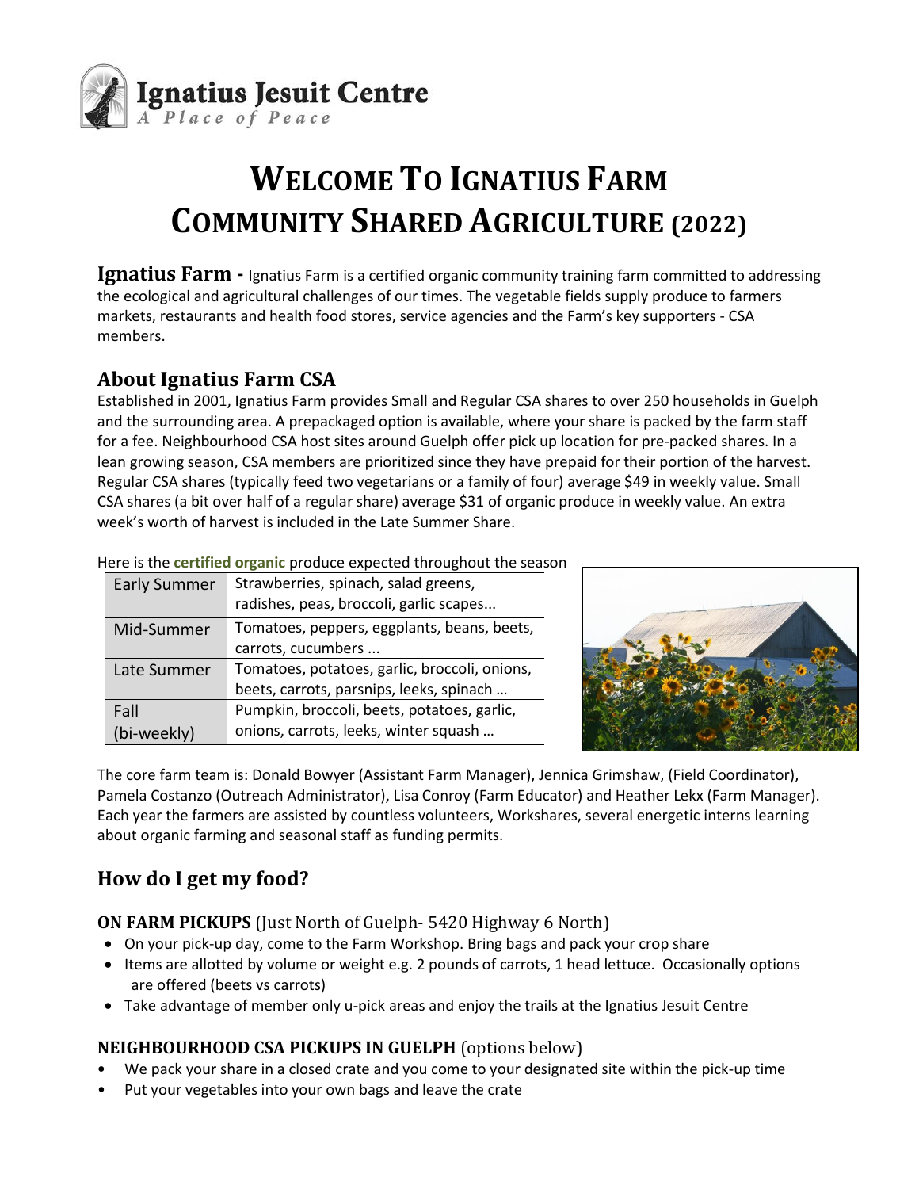Ignatius Jesuit Centre
*A Place of Peace*

# WELCOME TO IGNATIUS FARM COMMUNITY SHARED AGRICULTURE (2022)

**Ignatius Farm -** Ignatius Farm is a certified organic community training farm committed to addressing the ecological and agricultural challenges of our times. The vegetable fields supply produce to farmers markets, restaurants and health food stores, service agencies and the Farm's key supporters - CSA members.

## About Ignatius Farm CSA

Established in 2001, Ignatius Farm provides Small and Regular CSA shares to over 250 households in Guelph and the surrounding area. A prepackaged option is available, where your share is packed by the farm staff for a fee. Neighbourhood CSA host sites around Guelph offer pick up location for pre-packed shares. In a lean growing season, CSA members are prioritized since they have prepaid for their portion of the harvest. Regular CSA shares (typically feed two vegetarians or a family of four) average $49 in weekly value. Small CSA shares (a bit over half of a regular share) average $31 of organic produce in weekly value. An extra week's worth of harvest is included in the Late Summer Share.

Here is the **certified organic** produce expected throughout the season

| | |
|---|---|
| Early Summer | Strawberries, spinach, salad greens, radishes, peas, broccoli, garlic scapes... |
| Mid-Summer | Tomatoes, peppers, eggplants, beans, beets, carrots, cucumbers ... |
| Late Summer | Tomatoes, potatoes, garlic, broccoli, onions, beets, carrots, parsnips, leeks, spinach … |
| Fall (bi-weekly) | Pumpkin, broccoli, beets, potatoes, garlic, onions, carrots, leeks, winter squash … |

The core farm team is: Donald Bowyer (Assistant Farm Manager), Jennica Grimshaw, (Field Coordinator), Pamela Costanzo (Outreach Administrator), Lisa Conroy (Farm Educator) and Heather Lekx (Farm Manager). Each year the farmers are assisted by countless volunteers, Workshares, several energetic interns learning about organic farming and seasonal staff as funding permits.

## How do I get my food?

### ON FARM PICKUPS (Just North of Guelph- 5420 Highway 6 North)

- On your pick-up day, come to the Farm Workshop. Bring bags and pack your crop share
- Items are allotted by volume or weight e.g. 2 pounds of carrots, 1 head lettuce. Occasionally options are offered (beets vs carrots)
- Take advantage of member only u-pick areas and enjoy the trails at the Ignatius Jesuit Centre

### NEIGHBOURHOOD CSA PICKUPS IN GUELPH (options below)

- We pack your share in a closed crate and you come to your designated site within the pick-up time
- Put your vegetables into your own bags and leave the crate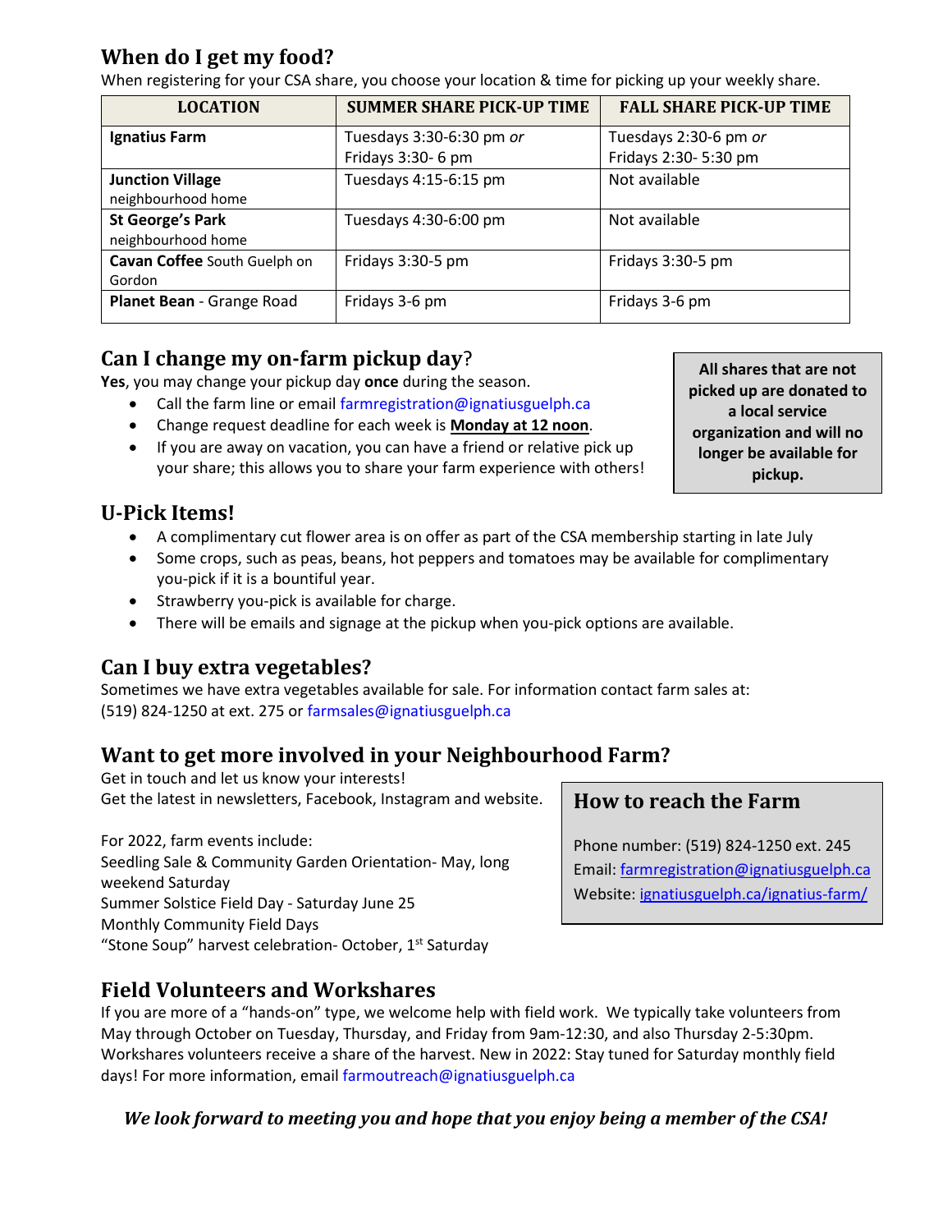## When do I get my food?

When registering for your CSA share, you choose your location & time for picking up your weekly share.

| LOCATION | SUMMER SHARE PICK-UP TIME | FALL SHARE PICK-UP TIME |
|---|---|---|
| **Ignatius Farm** | Tuesdays 3:30-6:30 pm *or* Fridays 3:30- 6 pm | Tuesdays 2:30-6 pm *or* Fridays 2:30- 5:30 pm |
| **Junction Village** neighbourhood home | Tuesdays 4:15-6:15 pm | Not available |
| **St George's Park** neighbourhood home | Tuesdays 4:30-6:00 pm | Not available |
| **Cavan Coffee** South Guelph on Gordon | Fridays 3:30-5 pm | Fridays 3:30-5 pm |
| **Planet Bean** - Grange Road | Fridays 3-6 pm | Fridays 3-6 pm |

## Can I change my on-farm pickup day?

**Yes**, you may change your pickup day **once** during the season.

- Call the farm line or email farmregistration@ignatiusguelph.ca
- Change request deadline for each week is **Monday at 12 noon**.
- If you are away on vacation, you can have a friend or relative pick up your share; this allows you to share your farm experience with others!

**All shares that are not picked up are donated to a local service organization and will no longer be available for pickup.**

## U-Pick Items!

- A complimentary cut flower area is on offer as part of the CSA membership starting in late July
- Some crops, such as peas, beans, hot peppers and tomatoes may be available for complimentary you-pick if it is a bountiful year.
- Strawberry you-pick is available for charge.
- There will be emails and signage at the pickup when you-pick options are available.

## Can I buy extra vegetables?

Sometimes we have extra vegetables available for sale. For information contact farm sales at:
(519) 824-1250 at ext. 275 or farmsales@ignatiusguelph.ca

## Want to get more involved in your Neighbourhood Farm?

Get in touch and let us know your interests!
Get the latest in newsletters, Facebook, Instagram and website.

For 2022, farm events include:
Seedling Sale & Community Garden Orientation- May, long weekend Saturday
Summer Solstice Field Day - Saturday June 25
Monthly Community Field Days
"Stone Soup" harvest celebration- October, 1st Saturday

## How to reach the Farm

Phone number: (519) 824-1250 ext. 245
Email: farmregistration@ignatiusguelph.ca
Website: ignatiusguelph.ca/ignatius-farm/

## Field Volunteers and Workshares

If you are more of a "hands-on" type, we welcome help with field work. We typically take volunteers from May through October on Tuesday, Thursday, and Friday from 9am-12:30, and also Thursday 2-5:30pm. Workshares volunteers receive a share of the harvest. New in 2022: Stay tuned for Saturday monthly field days! For more information, email farmoutreach@ignatiusguelph.ca

***We look forward to meeting you and hope that you enjoy being a member of the CSA!***